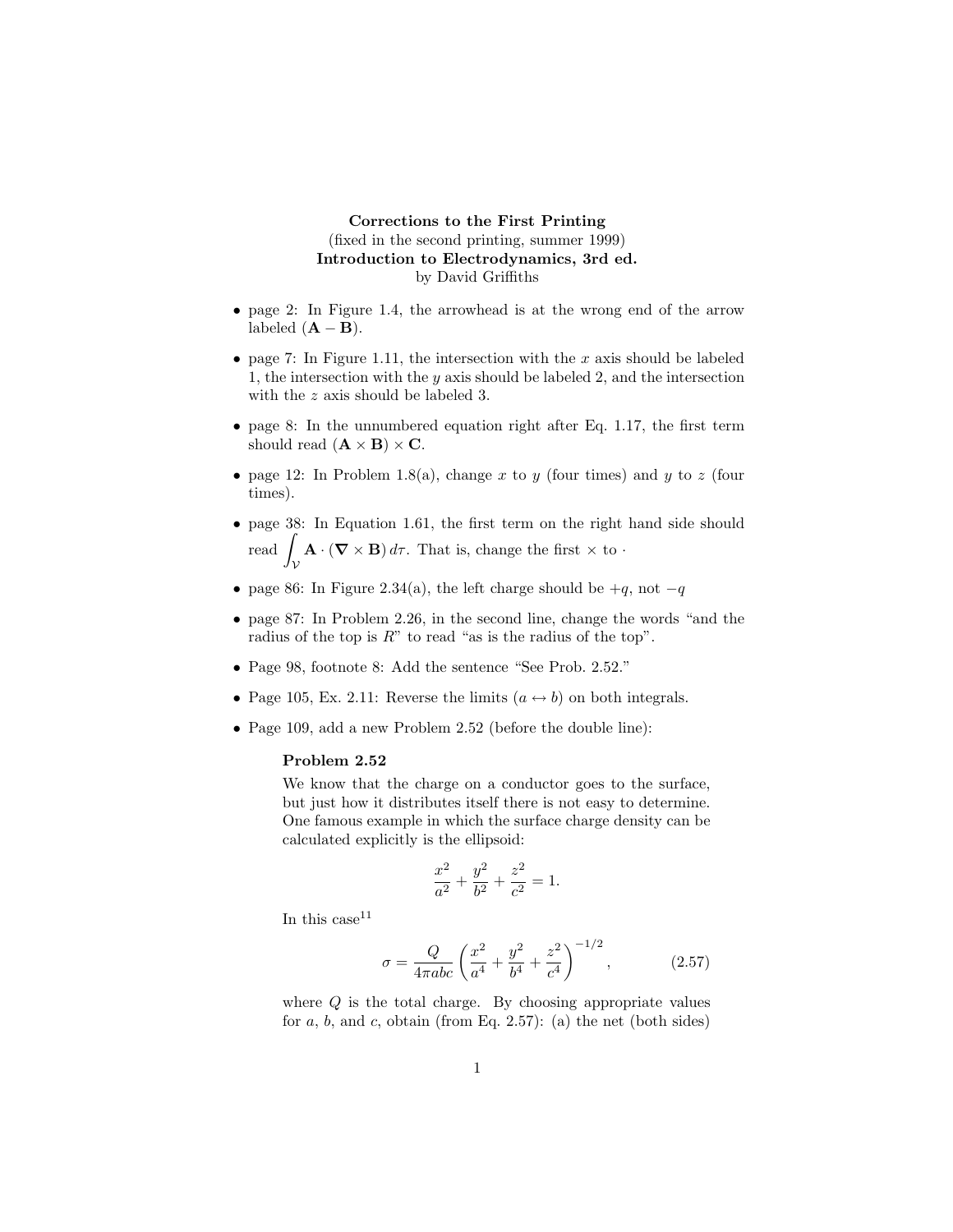**Corrections to the First Printing**
(fixed in the second printing, summer 1999)
**Introduction to Electrodynamics, 3rd ed.**
by David Griffiths

- page 2: In Figure 1.4, the arrowhead is at the wrong end of the arrow labeled $(\mathbf{A} - \mathbf{B})$.
- page 7: In Figure 1.11, the intersection with the $x$ axis should be labeled 1, the intersection with the $y$ axis should be labeled 2, and the intersection with the $z$ axis should be labeled 3.
- page 8: In the unnumbered equation right after Eq. 1.17, the first term should read $(\mathbf{A} \times \mathbf{B}) \times \mathbf{C}$.
- page 12: In Problem 1.8(a), change $x$ to $y$ (four times) and $y$ to $z$ (four times).
- page 38: In Equation 1.61, the first term on the right hand side should read $\int_{\mathcal{V}} \mathbf{A} \cdot (\boldsymbol{\nabla} \times \mathbf{B})\, d\tau$. That is, change the first $\times$ to $\cdot$
- page 86: In Figure 2.34(a), the left charge should be $+q$, not $-q$
- page 87: In Problem 2.26, in the second line, change the words "and the radius of the top is $R$" to read "as is the radius of the top".
- Page 98, footnote 8: Add the sentence "See Prob. 2.52."
- Page 105, Ex. 2.11: Reverse the limits $(a \leftrightarrow b)$ on both integrals.
- Page 109, add a new Problem 2.52 (before the double line):

  **Problem 2.52**

  We know that the charge on a conductor goes to the surface, but just how it distributes itself there is not easy to determine. One famous example in which the surface charge density can be calculated explicitly is the ellipsoid:

  $$\frac{x^2}{a^2} + \frac{y^2}{b^2} + \frac{z^2}{c^2} = 1.$$

  In this case[11]

  $$\sigma = \frac{Q}{4\pi abc}\left(\frac{x^2}{a^4} + \frac{y^2}{b^4} + \frac{z^2}{c^4}\right)^{-1/2}, \tag{2.57}$$

  where $Q$ is the total charge. By choosing appropriate values for $a$, $b$, and $c$, obtain (from Eq. 2.57): (a) the net (both sides)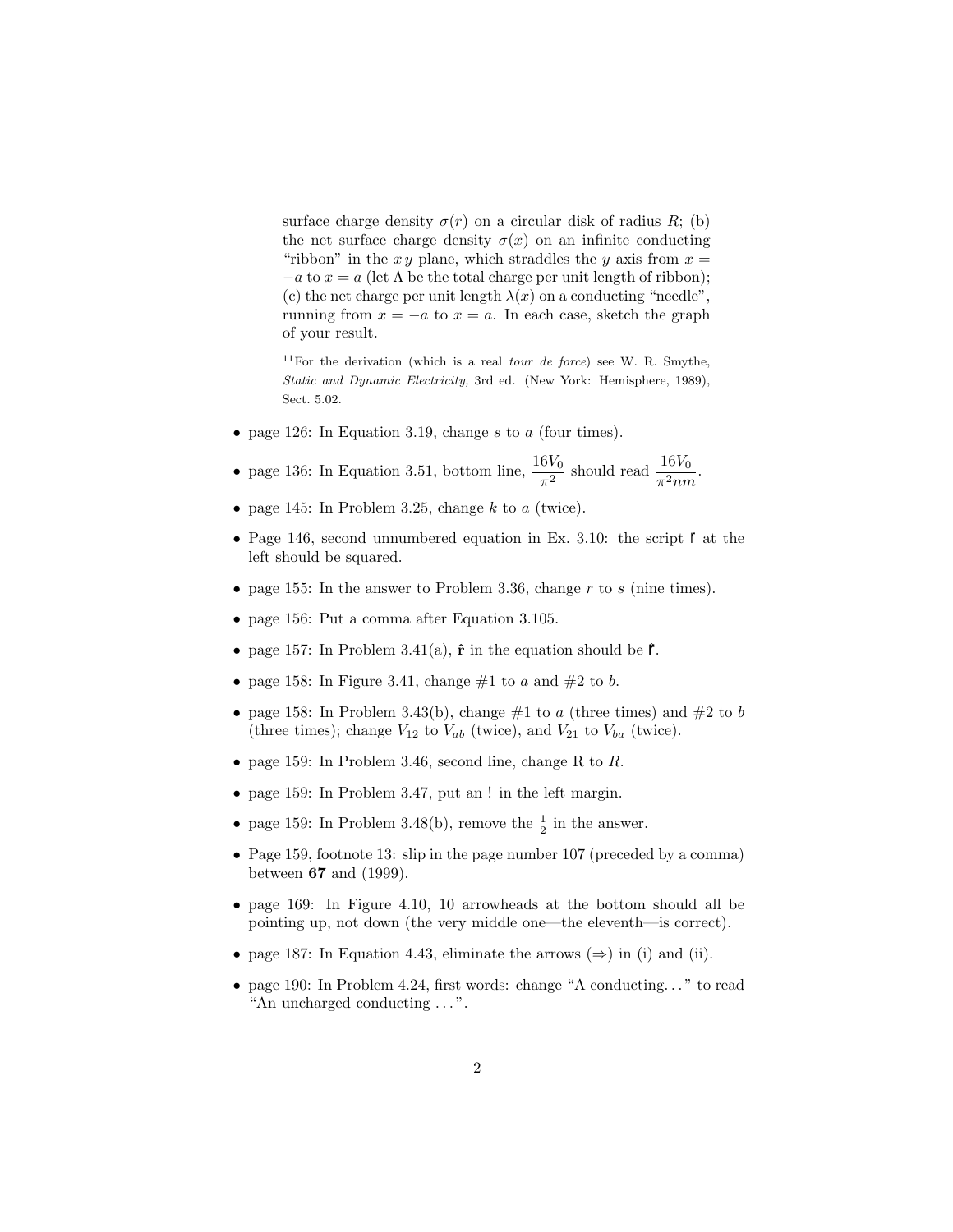surface charge density $\sigma(r)$ on a circular disk of radius $R$; (b) the net surface charge density $\sigma(x)$ on an infinite conducting "ribbon" in the $xy$ plane, which straddles the $y$ axis from $x = -a$ to $x = a$ (let $\Lambda$ be the total charge per unit length of ribbon); (c) the net charge per unit length $\lambda(x)$ on a conducting "needle", running from $x = -a$ to $x = a$. In each case, sketch the graph of your result.

[11]For the derivation (which is a real *tour de force*) see W. R. Smythe, *Static and Dynamic Electricity,* 3rd ed. (New York: Hemisphere, 1989), Sect. 5.02.

- page 126: In Equation 3.19, change $s$ to $a$ (four times).
- page 136: In Equation 3.51, bottom line, $\dfrac{16V_0}{\pi^2}$ should read $\dfrac{16V_0}{\pi^2 nm}$.
- page 145: In Problem 3.25, change $k$ to $a$ (twice).
- Page 146, second unnumbered equation in Ex. 3.10: the script $\mathfrak{r}$ at the left should be squared.
- page 155: In the answer to Problem 3.36, change $r$ to $s$ (nine times).
- page 156: Put a comma after Equation 3.105.
- page 157: In Problem 3.41(a), $\hat{\mathbf{r}}$ in the equation should be $\hat{\boldsymbol{\mathfrak{r}}}$.
- page 158: In Figure 3.41, change #1 to $a$ and #2 to $b$.
- page 158: In Problem 3.43(b), change #1 to $a$ (three times) and #2 to $b$ (three times); change $V_{12}$ to $V_{ab}$ (twice), and $V_{21}$ to $V_{ba}$ (twice).
- page 159: In Problem 3.46, second line, change R to $R$.
- page 159: In Problem 3.47, put an ! in the left margin.
- page 159: In Problem 3.48(b), remove the $\frac{1}{2}$ in the answer.
- Page 159, footnote 13: slip in the page number 107 (preceded by a comma) between **67** and (1999).
- page 169: In Figure 4.10, 10 arrowheads at the bottom should all be pointing up, not down (the very middle one—the eleventh—is correct).
- page 187: In Equation 4.43, eliminate the arrows ($\Rightarrow$) in (i) and (ii).
- page 190: In Problem 4.24, first words: change "A conducting..." to read "An uncharged conducting ...".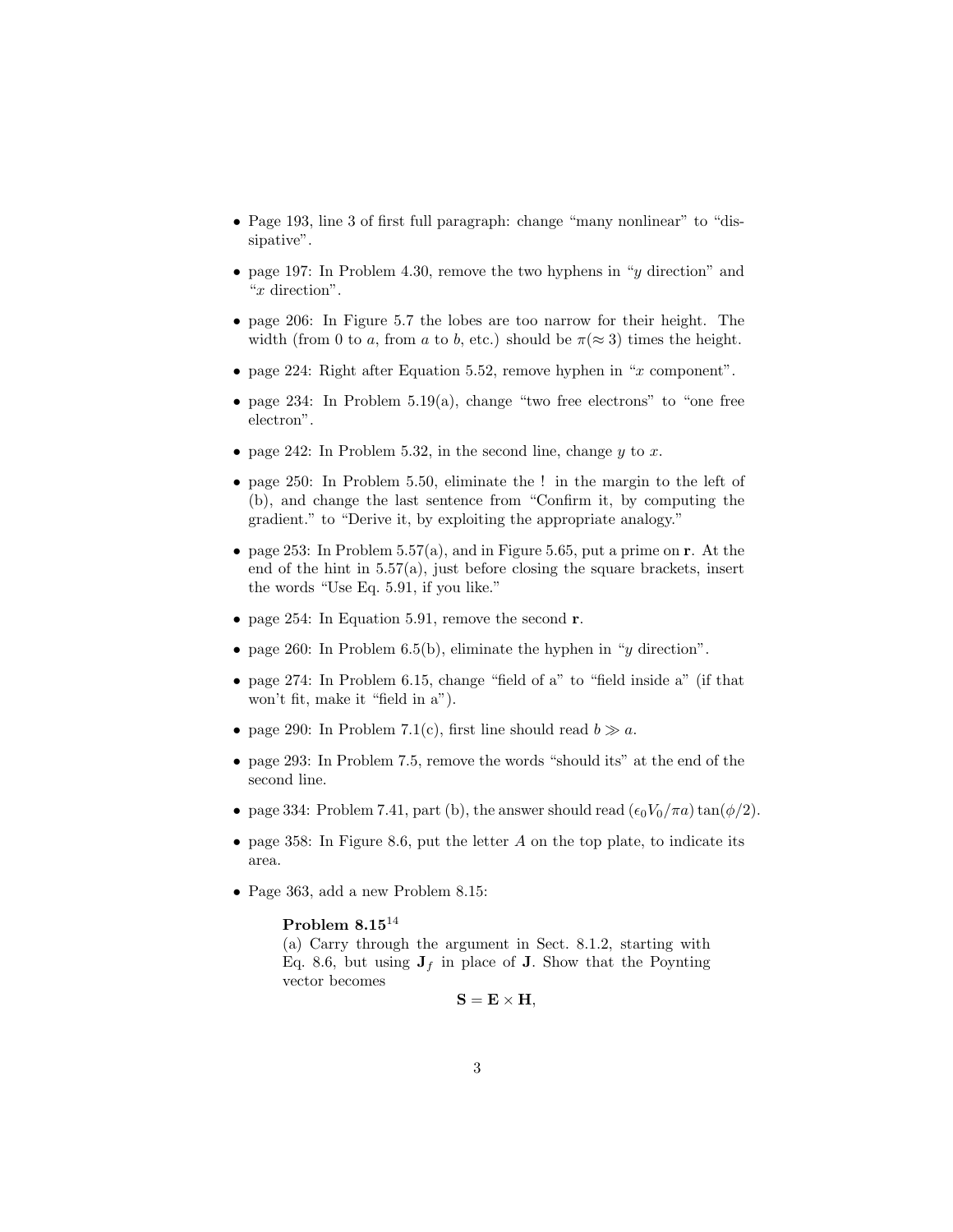- Page 193, line 3 of first full paragraph: change “many nonlinear” to “dissipative”.
- page 197: In Problem 4.30, remove the two hyphens in “$y$ direction” and “$x$ direction”.
- page 206: In Figure 5.7 the lobes are too narrow for their height. The width (from 0 to $a$, from $a$ to $b$, etc.) should be $\pi (\approx 3)$ times the height.
- page 224: Right after Equation 5.52, remove hyphen in “$x$ component”.
- page 234: In Problem 5.19(a), change “two free electrons” to “one free electron”.
- page 242: In Problem 5.32, in the second line, change $y$ to $x$.
- page 250: In Problem 5.50, eliminate the ! in the margin to the left of (b), and change the last sentence from “Confirm it, by computing the gradient.” to “Derive it, by exploiting the appropriate analogy.”
- page 253: In Problem 5.57(a), and in Figure 5.65, put a prime on $\mathbf{r}$. At the end of the hint in 5.57(a), just before closing the square brackets, insert the words “Use Eq. 5.91, if you like.”
- page 254: In Equation 5.91, remove the second $\mathbf{r}$.
- page 260: In Problem 6.5(b), eliminate the hyphen in “$y$ direction”.
- page 274: In Problem 6.15, change “field of a” to “field inside a” (if that won’t fit, make it “field in a”).
- page 290: In Problem 7.1(c), first line should read $b \gg a$.
- page 293: In Problem 7.5, remove the words “should its” at the end of the second line.
- page 334: Problem 7.41, part (b), the answer should read $(\epsilon_0 V_0/\pi a)\tan(\phi/2)$.
- page 358: In Figure 8.6, put the letter $A$ on the top plate, to indicate its area.
- Page 363, add a new Problem 8.15:

  **Problem 8.15**[14]
  (a) Carry through the argument in Sect. 8.1.2, starting with Eq. 8.6, but using $\mathbf{J}_f$ in place of $\mathbf{J}$. Show that the Poynting vector becomes

  $$\mathbf{S} = \mathbf{E} \times \mathbf{H},$$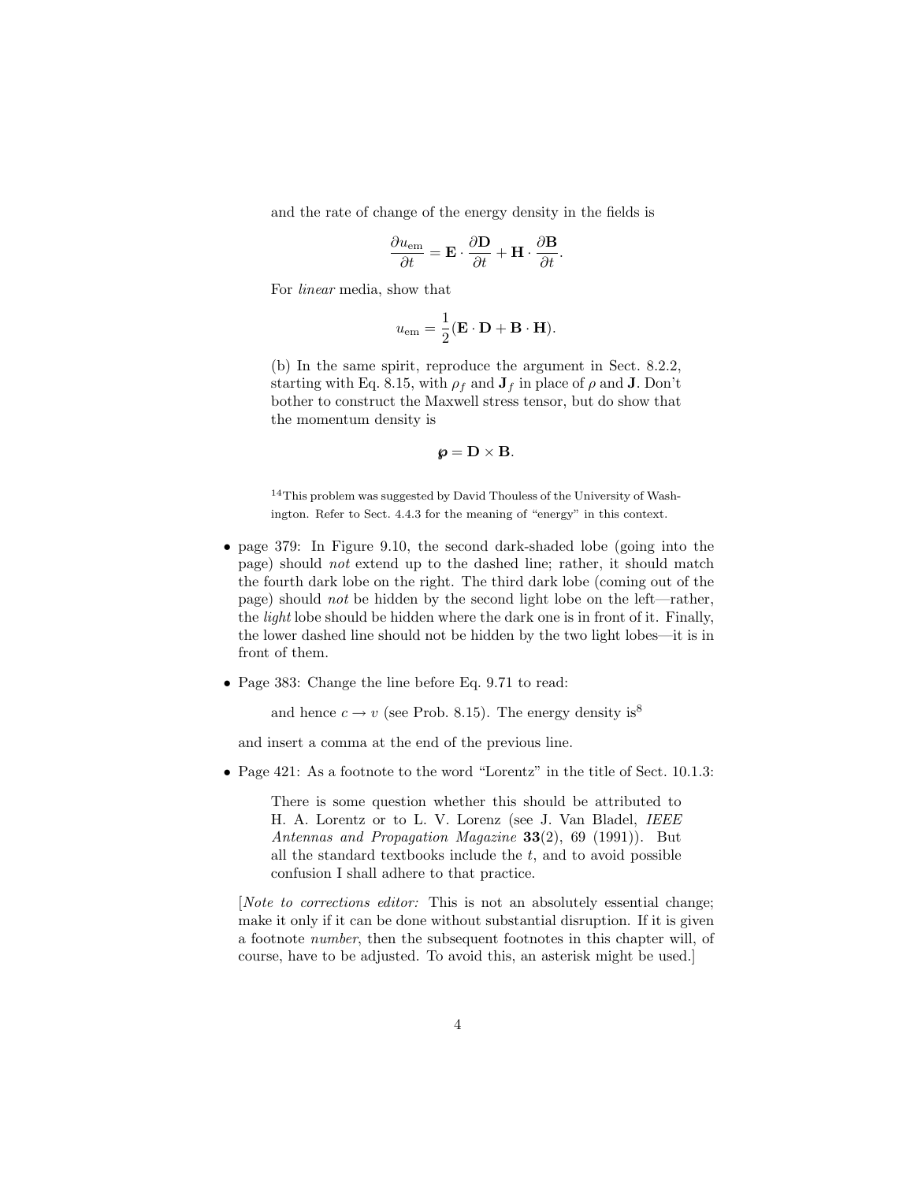and the rate of change of the energy density in the fields is

$$\frac{\partial u_{\text{em}}}{\partial t} = \mathbf{E} \cdot \frac{\partial \mathbf{D}}{\partial t} + \mathbf{H} \cdot \frac{\partial \mathbf{B}}{\partial t}.$$

For *linear* media, show that

$$u_{\text{em}} = \frac{1}{2}(\mathbf{E} \cdot \mathbf{D} + \mathbf{B} \cdot \mathbf{H}).$$

(b) In the same spirit, reproduce the argument in Sect. 8.2.2, starting with Eq. 8.15, with $\rho_f$ and $\mathbf{J}_f$ in place of $\rho$ and $\mathbf{J}$. Don't bother to construct the Maxwell stress tensor, but do show that the momentum density is

$$\wp = \mathbf{D} \times \mathbf{B}.$$

[14] This problem was suggested by David Thouless of the University of Washington. Refer to Sect. 4.4.3 for the meaning of "energy" in this context.

- page 379: In Figure 9.10, the second dark-shaded lobe (going into the page) should *not* extend up to the dashed line; rather, it should match the fourth dark lobe on the right. The third dark lobe (coming out of the page) should *not* be hidden by the second light lobe on the left—rather, the *light* lobe should be hidden where the dark one is in front of it. Finally, the lower dashed line should not be hidden by the two light lobes—it is in front of them.

- Page 383: Change the line before Eq. 9.71 to read:

  and hence $c \to v$ (see Prob. 8.15). The energy density is[8]

  and insert a comma at the end of the previous line.

- Page 421: As a footnote to the word "Lorentz" in the title of Sect. 10.1.3:

  There is some question whether this should be attributed to H. A. Lorentz or to L. V. Lorenz (see J. Van Bladel, *IEEE Antennas and Propagation Magazine* **33**(2), 69 (1991)). But all the standard textbooks include the *t*, and to avoid possible confusion I shall adhere to that practice.

  [*Note to corrections editor:* This is not an absolutely essential change; make it only if it can be done without substantial disruption. If it is given a footnote *number*, then the subsequent footnotes in this chapter will, of course, have to be adjusted. To avoid this, an asterisk might be used.]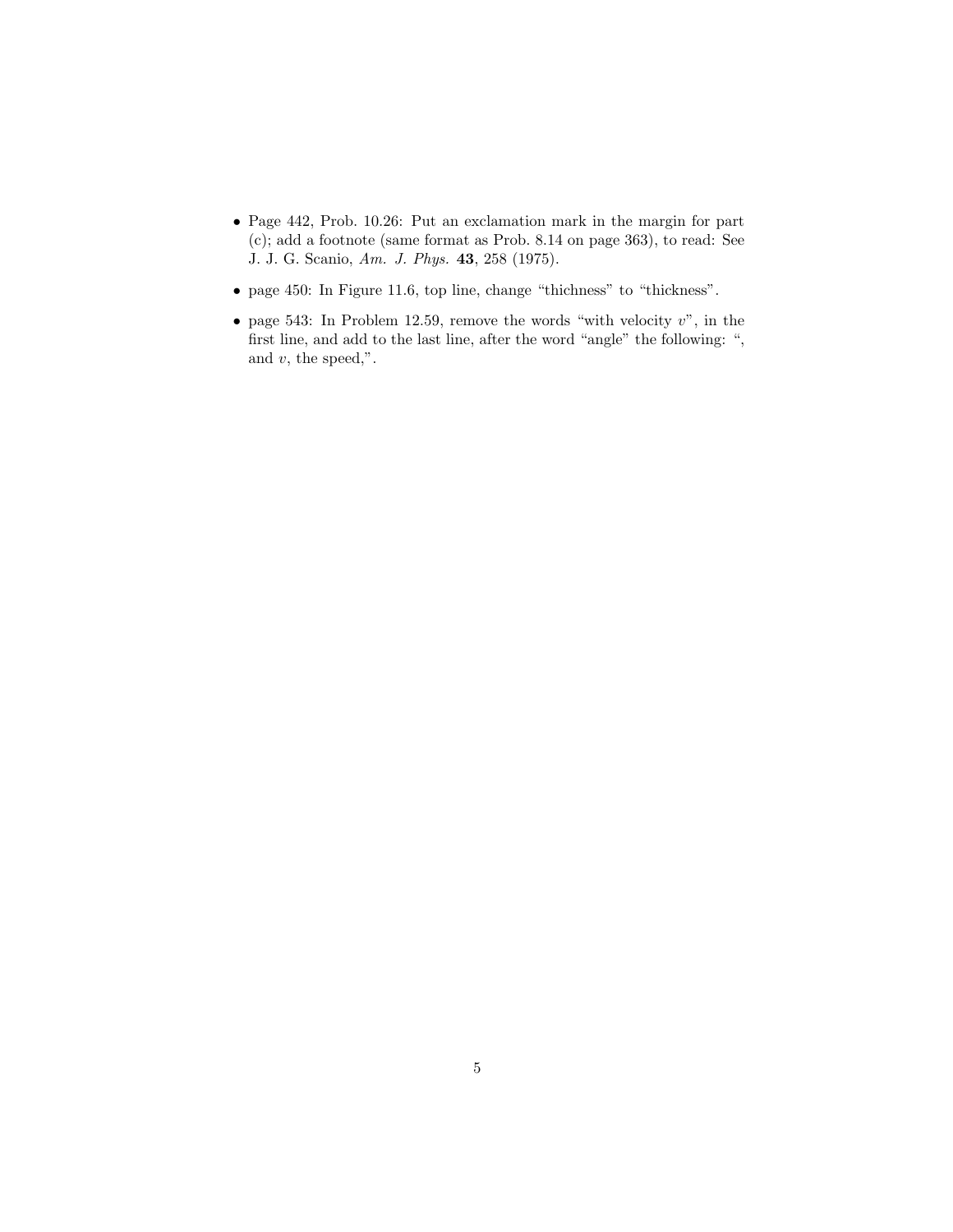- Page 442, Prob. 10.26: Put an exclamation mark in the margin for part (c); add a footnote (same format as Prob. 8.14 on page 363), to read: See J. J. G. Scanio, *Am. J. Phys.* **43**, 258 (1975).
- page 450: In Figure 11.6, top line, change "thichness" to "thickness".
- page 543: In Problem 12.59, remove the words "with velocity $v$", in the first line, and add to the last line, after the word "angle" the following: ", and $v$, the speed,".